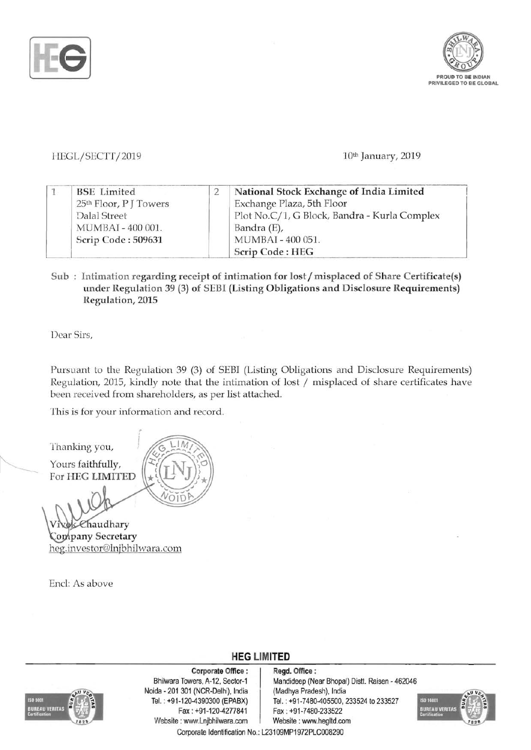HEGL/SECTT/2019

10th January, 2019

| 1 | BSE Limited<br>25th Floor, P J Towers<br>Dalal Street<br>MUMBAI - 400 001.<br>Scrip Code : 509631 | 2 | **National Stock Exchange of India Limited**<br>Exchange Plaza, 5th Floor<br>Plot No.C/1, G Block, Bandra - Kurla Complex<br>Bandra (E),<br>MUMBAI - 400 051.<br>**Scrip Code : HEG** |
|---|---|---|---|

**Sub : Intimation regarding receipt of intimation for lost / misplaced of Share Certificate(s) under Regulation 39 (3) of SEBI (Listing Obligations and Disclosure Requirements) Regulation, 2015**

Dear Sirs,

Pursuant to the Regulation 39 (3) of SEBI (Listing Obligations and Disclosure Requirements) Regulation, 2015, kindly note that the intimation of lost / misplaced of share certificates have been received from shareholders, as per list attached.

This is for your information and record.

Thanking you,

Yours faithfully,
For **HEG LIMITED**

Vivek Chaudhary
**Company Secretary**
heg.investor@lnjbhilwara.com

Encl: As above

**HEG LIMITED**

**Corporate Office :**
Bhilwara Towers, A-12, Sector-1
Noida - 201 301 (NCR-Delhi), India
Tel. : +91-120-4390300 (EPABX)
Fax : +91-120-4277841
Website : www.Lnjbhilwara.com

**Regd. Office :**
Mandideep (Near Bhopal) Distt. Raisen - 462046
(Madhya Pradesh), India
Tel. : +91-7480-405500, 233524 to 233527
Fax : +91-7480-233522
Website : www.hegltd.com

Corporate Identification No.: L23109MP1972PLC008290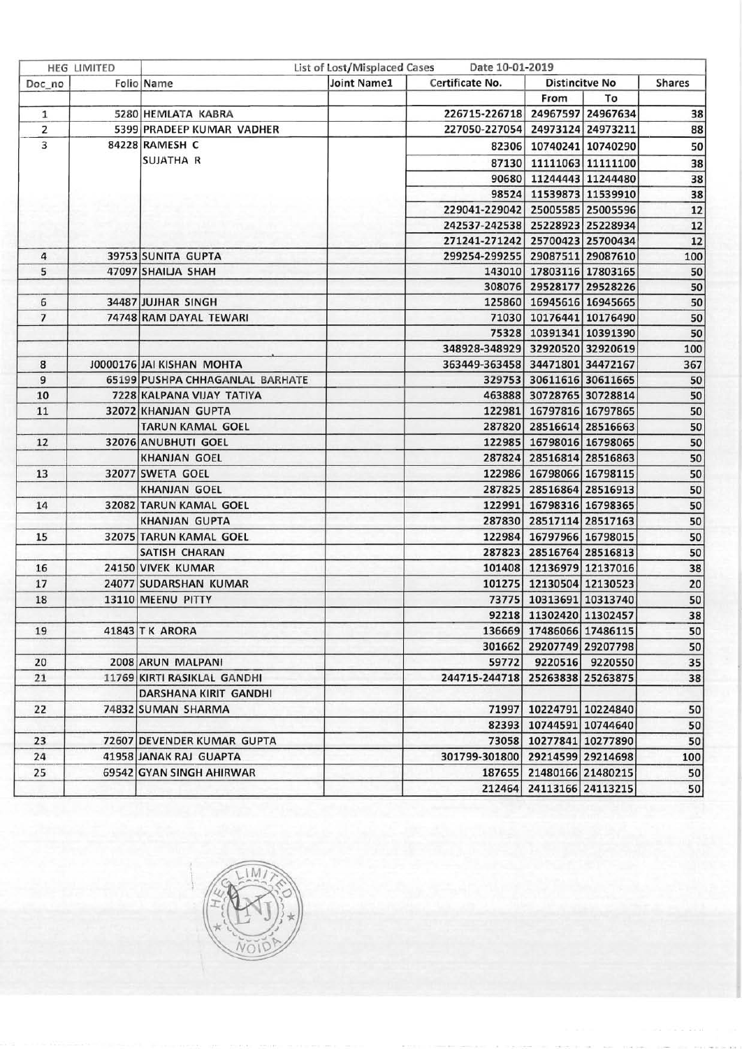| HEG LIMITED | | List of Lost/Misplaced Cases | Date 10-01-2019 | | | |
|---|---|---|---|---|---|---|
| Doc_no | Folio Name | Joint Name1 | Certificate No. | Distincitve No | | Shares |
| | | | | From | To | |
| 1 | 5280 HEMLATA KABRA | | 226715-226718 | 24967597 | 24967634 | 38 |
| 2 | 5399 PRADEEP KUMAR VADHER | | 227050-227054 | 24973124 | 24973211 | 88 |
| 3 | 84228 RAMESH C | | 82306 | 10740241 | 10740290 | 50 |
| | SUJATHA R | | 87130 | 11111063 | 11111100 | 38 |
| | | | 90680 | 11244443 | 11244480 | 38 |
| | | | 98524 | 11539873 | 11539910 | 38 |
| | | | 229041-229042 | 25005585 | 25005596 | 12 |
| | | | 242537-242538 | 25228923 | 25228934 | 12 |
| | | | 271241-271242 | 25700423 | 25700434 | 12 |
| 4 | 39753 SUNITA GUPTA | | 299254-299255 | 29087511 | 29087610 | 100 |
| 5 | 47097 SHAILJA SHAH | | 143010 | 17803116 | 17803165 | 50 |
| | | | 308076 | 29528177 | 29528226 | 50 |
| 6 | 34487 JUJHAR SINGH | | 125860 | 16945616 | 16945665 | 50 |
| 7 | 74748 RAM DAYAL TEWARI | | 71030 | 10176441 | 10176490 | 50 |
| | | | 75328 | 10391341 | 10391390 | 50 |
| | | | 348928-348929 | 32920520 | 32920619 | 100 |
| 8 | J0000176 JAI KISHAN MOHTA | | 363449-363458 | 34471801 | 34472167 | 367 |
| 9 | 65199 PUSHPA CHHAGANLAL BARHATE | | 329753 | 30611616 | 30611665 | 50 |
| 10 | 7228 KALPANA VIJAY TATIYA | | 463888 | 30728765 | 30728814 | 50 |
| 11 | 32072 KHANJAN GUPTA | | 122981 | 16797816 | 16797865 | 50 |
| | TARUN KAMAL GOEL | | 287820 | 28516614 | 28516663 | 50 |
| 12 | 32076 ANUBHUTI GOEL | | 122985 | 16798016 | 16798065 | 50 |
| | KHANJAN GOEL | | 287824 | 28516814 | 28516863 | 50 |
| 13 | 32077 SWETA GOEL | | 122986 | 16798066 | 16798115 | 50 |
| | KHANJAN GOEL | | 287825 | 28516864 | 28516913 | 50 |
| 14 | 32082 TARUN KAMAL GOEL | | 122991 | 16798316 | 16798365 | 50 |
| | KHANJAN GUPTA | | 287830 | 28517114 | 28517163 | 50 |
| 15 | 32075 TARUN KAMAL GOEL | | 122984 | 16797966 | 16798015 | 50 |
| | SATISH CHARAN | | 287823 | 28516764 | 28516813 | 50 |
| 16 | 24150 VIVEK KUMAR | | 101408 | 12136979 | 12137016 | 38 |
| 17 | 24077 SUDARSHAN KUMAR | | 101275 | 12130504 | 12130523 | 20 |
| 18 | 13110 MEENU PITTY | | 73775 | 10313691 | 10313740 | 50 |
| | | | 92218 | 11302420 | 11302457 | 38 |
| 19 | 41843 T K ARORA | | 136669 | 17486066 | 17486115 | 50 |
| | | | 301662 | 29207749 | 29207798 | 50 |
| 20 | 2008 ARUN MALPANI | | 59772 | 9220516 | 9220550 | 35 |
| 21 | 11769 KIRTI RASIKLAL GANDHI | | 244715-244718 | 25263838 | 25263875 | 38 |
| | DARSHANA KIRIT GANDHI | | | | | |
| 22 | 74832 SUMAN SHARMA | | 71997 | 10224791 | 10224840 | 50 |
| | | | 82393 | 10744591 | 10744640 | 50 |
| 23 | 72607 DEVENDER KUMAR GUPTA | | 73058 | 10277841 | 10277890 | 50 |
| 24 | 41958 JANAK RAJ GUAPTA | | 301799-301800 | 29214599 | 29214698 | 100 |
| 25 | 69542 GYAN SINGH AHIRWAR | | 187655 | 21480166 | 21480215 | 50 |
| | | | 212464 | 24113166 | 24113215 | 50 |